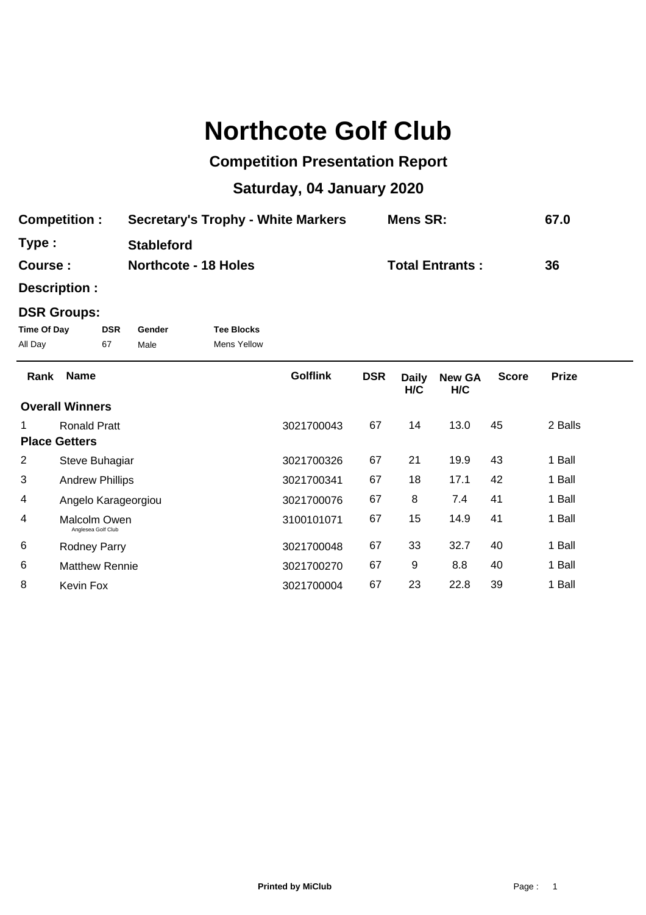# Northcote Golf Club

## Competition Presentation Report

## Saturday, 04 January 2020

| | | | |
|---|---|---|---|
| **Competition :** | **Secretary's Trophy - White Markers** | **Mens SR:** | **67.0** |
| **Type :** | **Stableford** | | |
| **Course :** | **Northcote - 18 Holes** | **Total Entrants :** | **36** |
| **Description :** | | | |

**DSR Groups:**

| Time Of Day | DSR | Gender | Tee Blocks |
|---|---|---|---|
| All Day | 67 | Male | Mens Yellow |

| Rank | Name | Golflink | DSR | Daily H/C | New GA H/C | Score | Prize |
|---|---|---|---|---|---|---|---|
| **Overall Winners** | | | | | | | |
| 1 | Ronald Pratt | 3021700043 | 67 | 14 | 13.0 | 45 | 2 Balls |
| **Place Getters** | | | | | | | |
| 2 | Steve Buhagiar | 3021700326 | 67 | 21 | 19.9 | 43 | 1 Ball |
| 3 | Andrew Phillips | 3021700341 | 67 | 18 | 17.1 | 42 | 1 Ball |
| 4 | Angelo Karageorgiou | 3021700076 | 67 | 8 | 7.4 | 41 | 1 Ball |
| 4 | Malcolm Owen (Anglesea Golf Club) | 3100101071 | 67 | 15 | 14.9 | 41 | 1 Ball |
| 6 | Rodney Parry | 3021700048 | 67 | 33 | 32.7 | 40 | 1 Ball |
| 6 | Matthew Rennie | 3021700270 | 67 | 9 | 8.8 | 40 | 1 Ball |
| 8 | Kevin Fox | 3021700004 | 67 | 23 | 22.8 | 39 | 1 Ball |

**Printed by MiClub**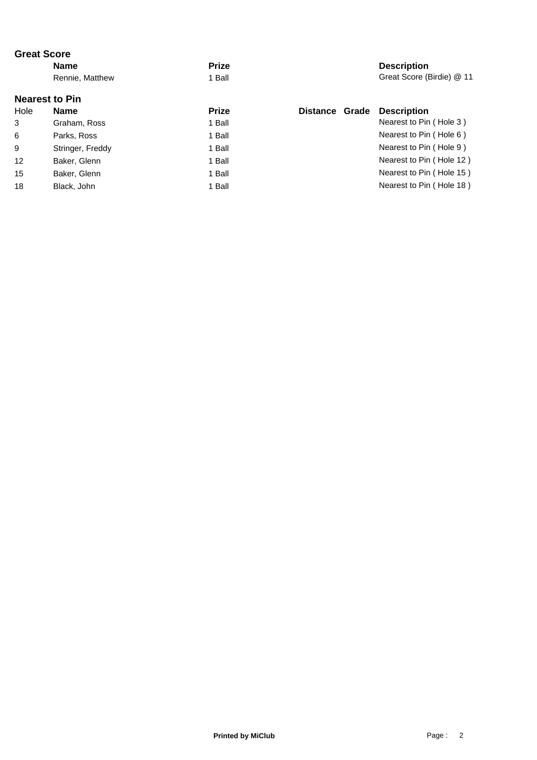## Great Score

| | Name | Prize | Description |
|---|---|---|---|
| | Rennie, Matthew | 1 Ball | Great Score (Birdie) @ 11 |

## Nearest to Pin

| Hole | Name | Prize | Distance | Grade | Description |
|---|---|---|---|---|---|
| 3 | Graham, Ross | 1 Ball | | | Nearest to Pin ( Hole 3 ) |
| 6 | Parks, Ross | 1 Ball | | | Nearest to Pin ( Hole 6 ) |
| 9 | Stringer, Freddy | 1 Ball | | | Nearest to Pin ( Hole 9 ) |
| 12 | Baker, Glenn | 1 Ball | | | Nearest to Pin ( Hole 12 ) |
| 15 | Baker, Glenn | 1 Ball | | | Nearest to Pin ( Hole 15 ) |
| 18 | Black, John | 1 Ball | | | Nearest to Pin ( Hole 18 ) |

**Printed by MiClub**